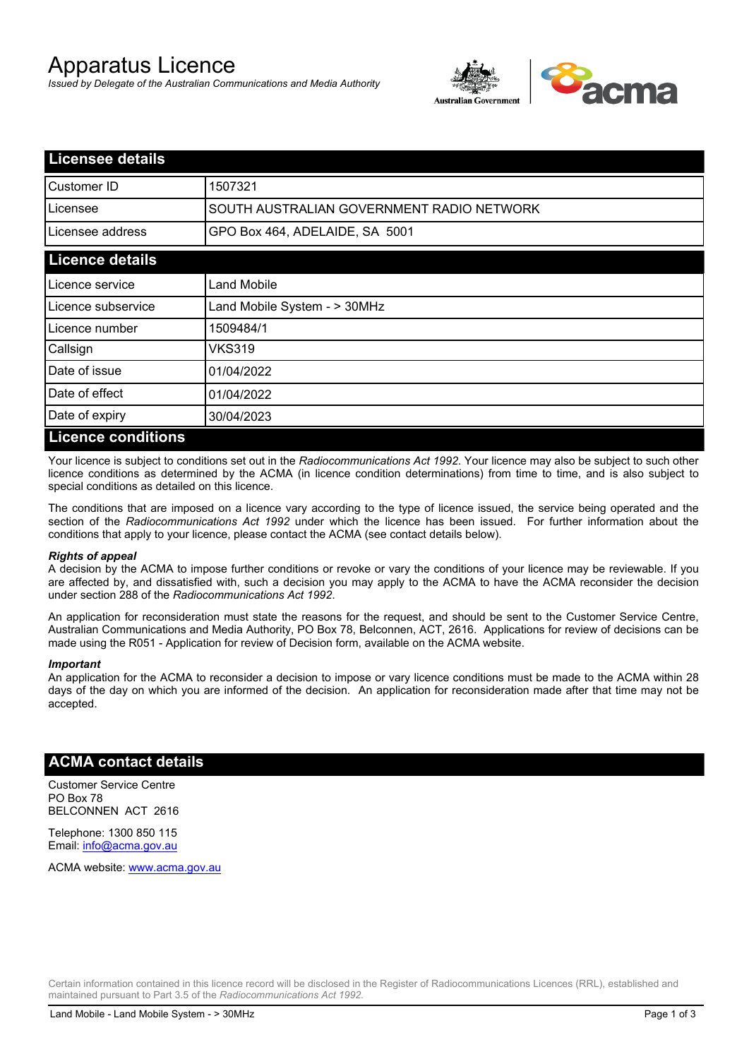# Apparatus Licence

*Issued by Delegate of the Australian Communications and Media Authority*

## Licensee details

| | |
|---|---|
| Customer ID | 1507321 |
| Licensee | SOUTH AUSTRALIAN GOVERNMENT RADIO NETWORK |
| Licensee address | GPO Box 464, ADELAIDE, SA 5001 |

## Licence details

| | |
|---|---|
| Licence service | Land Mobile |
| Licence subservice | Land Mobile System - > 30MHz |
| Licence number | 1509484/1 |
| Callsign | VKS319 |
| Date of issue | 01/04/2022 |
| Date of effect | 01/04/2022 |
| Date of expiry | 30/04/2023 |

## Licence conditions

Your licence is subject to conditions set out in the *Radiocommunications Act 1992*. Your licence may also be subject to such other licence conditions as determined by the ACMA (in licence condition determinations) from time to time, and is also subject to special conditions as detailed on this licence.

The conditions that are imposed on a licence vary according to the type of licence issued, the service being operated and the section of the *Radiocommunications Act 1992* under which the licence has been issued. For further information about the conditions that apply to your licence, please contact the ACMA (see contact details below).

***Rights of appeal***

A decision by the ACMA to impose further conditions or revoke or vary the conditions of your licence may be reviewable. If you are affected by, and dissatisfied with, such a decision you may apply to the ACMA to have the ACMA reconsider the decision under section 288 of the *Radiocommunications Act 1992*.

An application for reconsideration must state the reasons for the request, and should be sent to the Customer Service Centre, Australian Communications and Media Authority, PO Box 78, Belconnen, ACT, 2616. Applications for review of decisions can be made using the R051 - Application for review of Decision form, available on the ACMA website.

***Important***

An application for the ACMA to reconsider a decision to impose or vary licence conditions must be made to the ACMA within 28 days of the day on which you are informed of the decision. An application for reconsideration made after that time may not be accepted.

## ACMA contact details

Customer Service Centre
PO Box 78
BELCONNEN ACT 2616

Telephone: 1300 850 115
Email: info@acma.gov.au

ACMA website: www.acma.gov.au

Certain information contained in this licence record will be disclosed in the Register of Radiocommunications Licences (RRL), established and maintained pursuant to Part 3.5 of the *Radiocommunications Act 1992.*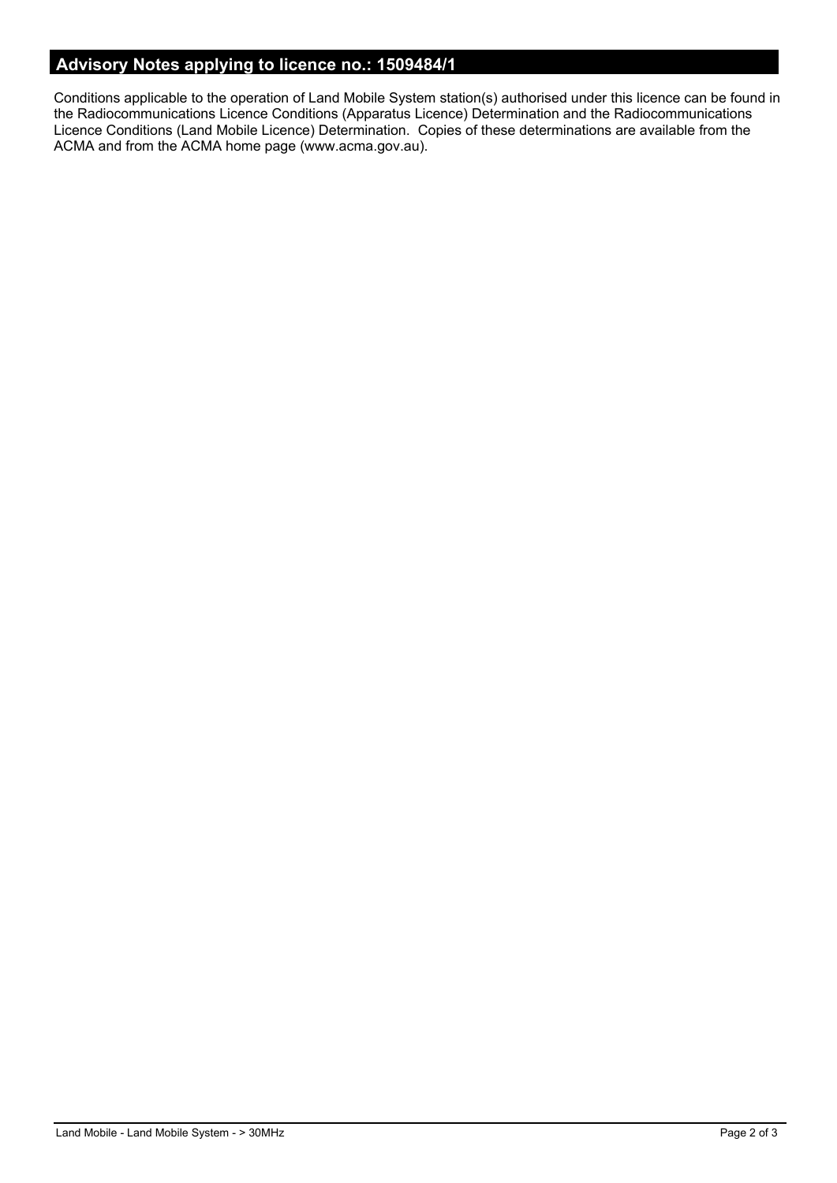## Advisory Notes applying to licence no.: 1509484/1

Conditions applicable to the operation of Land Mobile System station(s) authorised under this licence can be found in the Radiocommunications Licence Conditions (Apparatus Licence) Determination and the Radiocommunications Licence Conditions (Land Mobile Licence) Determination. Copies of these determinations are available from the ACMA and from the ACMA home page (www.acma.gov.au).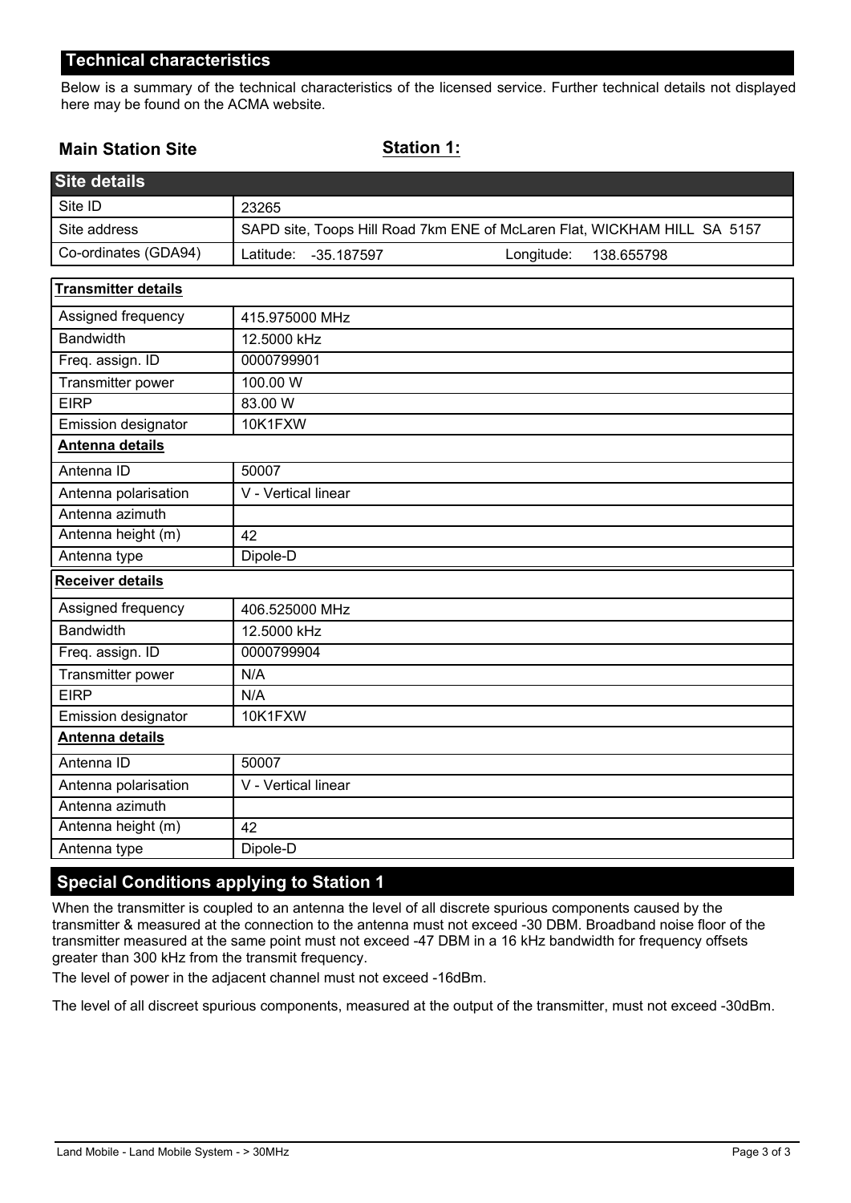## Technical characteristics

Below is a summary of the technical characteristics of the licensed service. Further technical details not displayed here may be found on the ACMA website.

**Main Station Site** **Station 1:**

| Site details | |
|---|---|
| Site ID | 23265 |
| Site address | SAPD site, Toops Hill Road 7km ENE of McLaren Flat, WICKHAM HILL SA 5157 |
| Co-ordinates (GDA94) | Latitude: -35.187597 Longitude: 138.655798 |

| **Transmitter details** | |
|---|---|
| Assigned frequency | 415.975000 MHz |
| Bandwidth | 12.5000 kHz |
| Freq. assign. ID | 0000799901 |
| Transmitter power | 100.00 W |
| EIRP | 83.00 W |
| Emission designator | 10K1FXW |
| **Antenna details** | |
| Antenna ID | 50007 |
| Antenna polarisation | V - Vertical linear |
| Antenna azimuth | |
| Antenna height (m) | 42 |
| Antenna type | Dipole-D |

| **Receiver details** | |
|---|---|
| Assigned frequency | 406.525000 MHz |
| Bandwidth | 12.5000 kHz |
| Freq. assign. ID | 0000799904 |
| Transmitter power | N/A |
| EIRP | N/A |
| Emission designator | 10K1FXW |
| **Antenna details** | |
| Antenna ID | 50007 |
| Antenna polarisation | V - Vertical linear |
| Antenna azimuth | |
| Antenna height (m) | 42 |
| Antenna type | Dipole-D |

## Special Conditions applying to Station 1

When the transmitter is coupled to an antenna the level of all discrete spurious components caused by the transmitter & measured at the connection to the antenna must not exceed -30 DBM. Broadband noise floor of the transmitter measured at the same point must not exceed -47 DBM in a 16 kHz bandwidth for frequency offsets greater than 300 kHz from the transmit frequency.

The level of power in the adjacent channel must not exceed -16dBm.

The level of all discreet spurious components, measured at the output of the transmitter, must not exceed -30dBm.